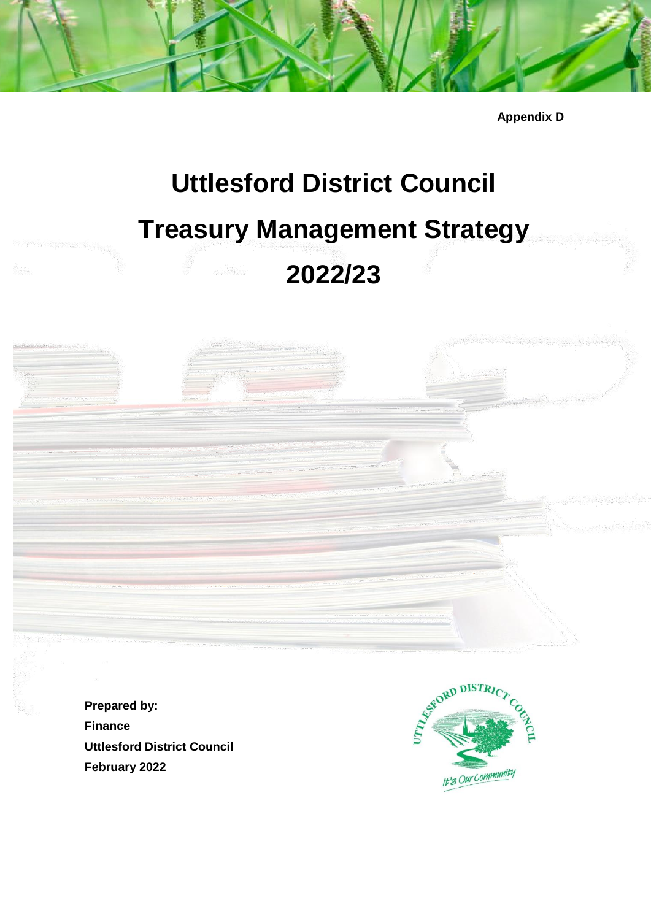**Appendix D**

# Uttlesford District Council

# Treasury Management Strategy

# 2022/23

**Prepared by:**
**Finance**
**Uttlesford District Council**
**February 2022**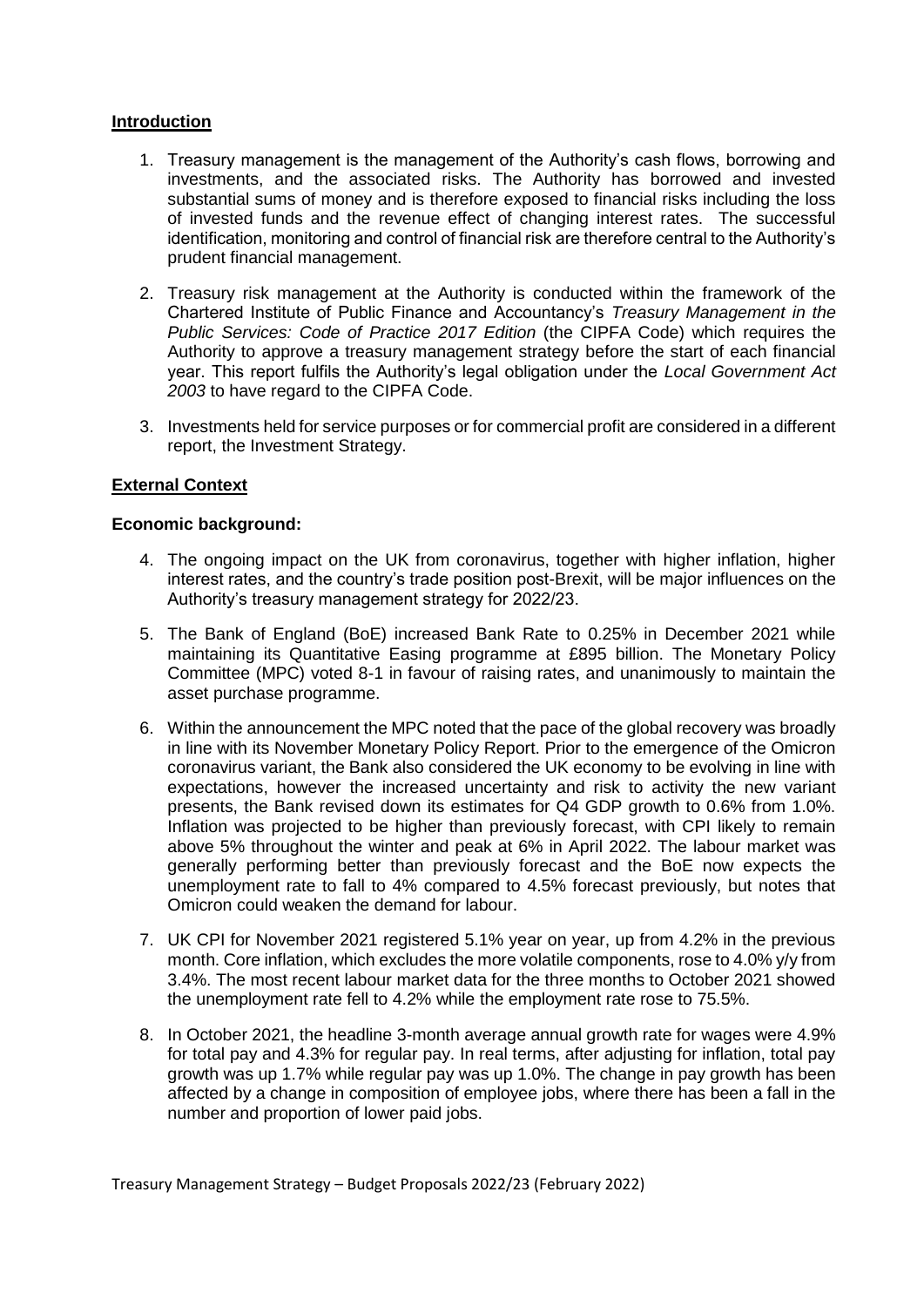## Introduction

1. Treasury management is the management of the Authority's cash flows, borrowing and investments, and the associated risks. The Authority has borrowed and invested substantial sums of money and is therefore exposed to financial risks including the loss of invested funds and the revenue effect of changing interest rates. The successful identification, monitoring and control of financial risk are therefore central to the Authority's prudent financial management.

2. Treasury risk management at the Authority is conducted within the framework of the Chartered Institute of Public Finance and Accountancy's *Treasury Management in the Public Services: Code of Practice 2017 Edition* (the CIPFA Code) which requires the Authority to approve a treasury management strategy before the start of each financial year. This report fulfils the Authority's legal obligation under the *Local Government Act 2003* to have regard to the CIPFA Code.

3. Investments held for service purposes or for commercial profit are considered in a different report, the Investment Strategy.

## External Context

### Economic background:

4. The ongoing impact on the UK from coronavirus, together with higher inflation, higher interest rates, and the country's trade position post-Brexit, will be major influences on the Authority's treasury management strategy for 2022/23.

5. The Bank of England (BoE) increased Bank Rate to 0.25% in December 2021 while maintaining its Quantitative Easing programme at £895 billion. The Monetary Policy Committee (MPC) voted 8-1 in favour of raising rates, and unanimously to maintain the asset purchase programme.

6. Within the announcement the MPC noted that the pace of the global recovery was broadly in line with its November Monetary Policy Report. Prior to the emergence of the Omicron coronavirus variant, the Bank also considered the UK economy to be evolving in line with expectations, however the increased uncertainty and risk to activity the new variant presents, the Bank revised down its estimates for Q4 GDP growth to 0.6% from 1.0%. Inflation was projected to be higher than previously forecast, with CPI likely to remain above 5% throughout the winter and peak at 6% in April 2022. The labour market was generally performing better than previously forecast and the BoE now expects the unemployment rate to fall to 4% compared to 4.5% forecast previously, but notes that Omicron could weaken the demand for labour.

7. UK CPI for November 2021 registered 5.1% year on year, up from 4.2% in the previous month. Core inflation, which excludes the more volatile components, rose to 4.0% y/y from 3.4%. The most recent labour market data for the three months to October 2021 showed the unemployment rate fell to 4.2% while the employment rate rose to 75.5%.

8. In October 2021, the headline 3-month average annual growth rate for wages were 4.9% for total pay and 4.3% for regular pay. In real terms, after adjusting for inflation, total pay growth was up 1.7% while regular pay was up 1.0%. The change in pay growth has been affected by a change in composition of employee jobs, where there has been a fall in the number and proportion of lower paid jobs.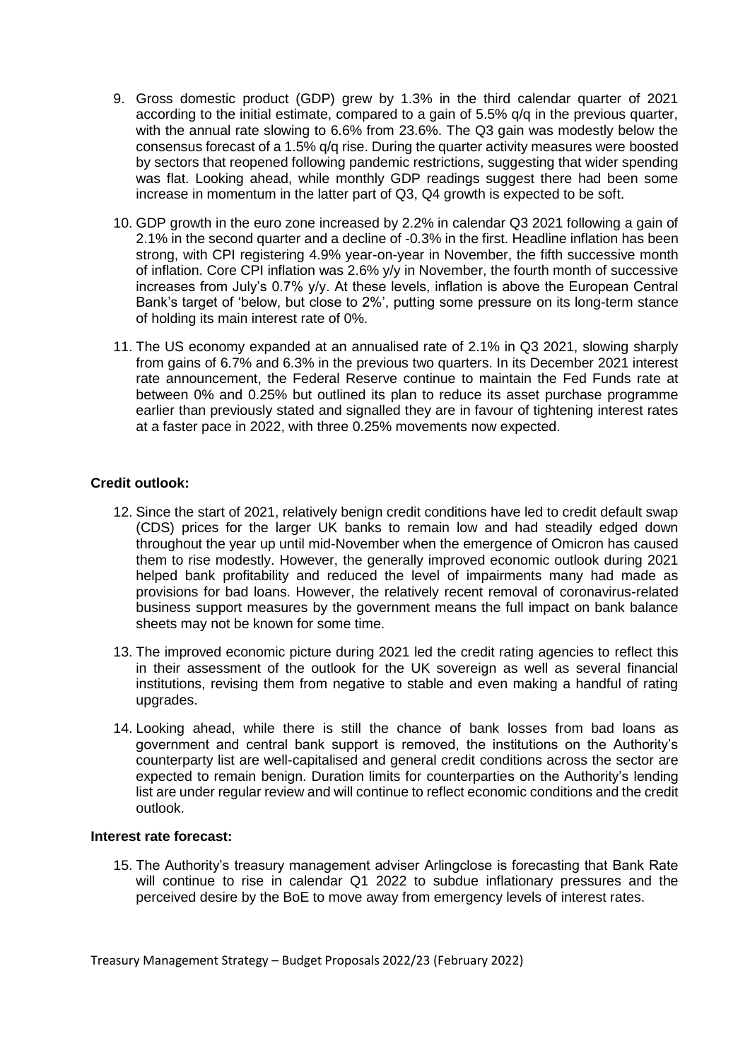9. Gross domestic product (GDP) grew by 1.3% in the third calendar quarter of 2021 according to the initial estimate, compared to a gain of 5.5% q/q in the previous quarter, with the annual rate slowing to 6.6% from 23.6%. The Q3 gain was modestly below the consensus forecast of a 1.5% q/q rise. During the quarter activity measures were boosted by sectors that reopened following pandemic restrictions, suggesting that wider spending was flat. Looking ahead, while monthly GDP readings suggest there had been some increase in momentum in the latter part of Q3, Q4 growth is expected to be soft.

10. GDP growth in the euro zone increased by 2.2% in calendar Q3 2021 following a gain of 2.1% in the second quarter and a decline of -0.3% in the first. Headline inflation has been strong, with CPI registering 4.9% year-on-year in November, the fifth successive month of inflation. Core CPI inflation was 2.6% y/y in November, the fourth month of successive increases from July's 0.7% y/y. At these levels, inflation is above the European Central Bank's target of 'below, but close to 2%', putting some pressure on its long-term stance of holding its main interest rate of 0%.

11. The US economy expanded at an annualised rate of 2.1% in Q3 2021, slowing sharply from gains of 6.7% and 6.3% in the previous two quarters. In its December 2021 interest rate announcement, the Federal Reserve continue to maintain the Fed Funds rate at between 0% and 0.25% but outlined its plan to reduce its asset purchase programme earlier than previously stated and signalled they are in favour of tightening interest rates at a faster pace in 2022, with three 0.25% movements now expected.

**Credit outlook:**

12. Since the start of 2021, relatively benign credit conditions have led to credit default swap (CDS) prices for the larger UK banks to remain low and had steadily edged down throughout the year up until mid-November when the emergence of Omicron has caused them to rise modestly. However, the generally improved economic outlook during 2021 helped bank profitability and reduced the level of impairments many had made as provisions for bad loans. However, the relatively recent removal of coronavirus-related business support measures by the government means the full impact on bank balance sheets may not be known for some time.

13. The improved economic picture during 2021 led the credit rating agencies to reflect this in their assessment of the outlook for the UK sovereign as well as several financial institutions, revising them from negative to stable and even making a handful of rating upgrades.

14. Looking ahead, while there is still the chance of bank losses from bad loans as government and central bank support is removed, the institutions on the Authority's counterparty list are well-capitalised and general credit conditions across the sector are expected to remain benign. Duration limits for counterparties on the Authority's lending list are under regular review and will continue to reflect economic conditions and the credit outlook.

**Interest rate forecast:**

15. The Authority's treasury management adviser Arlingclose is forecasting that Bank Rate will continue to rise in calendar Q1 2022 to subdue inflationary pressures and the perceived desire by the BoE to move away from emergency levels of interest rates.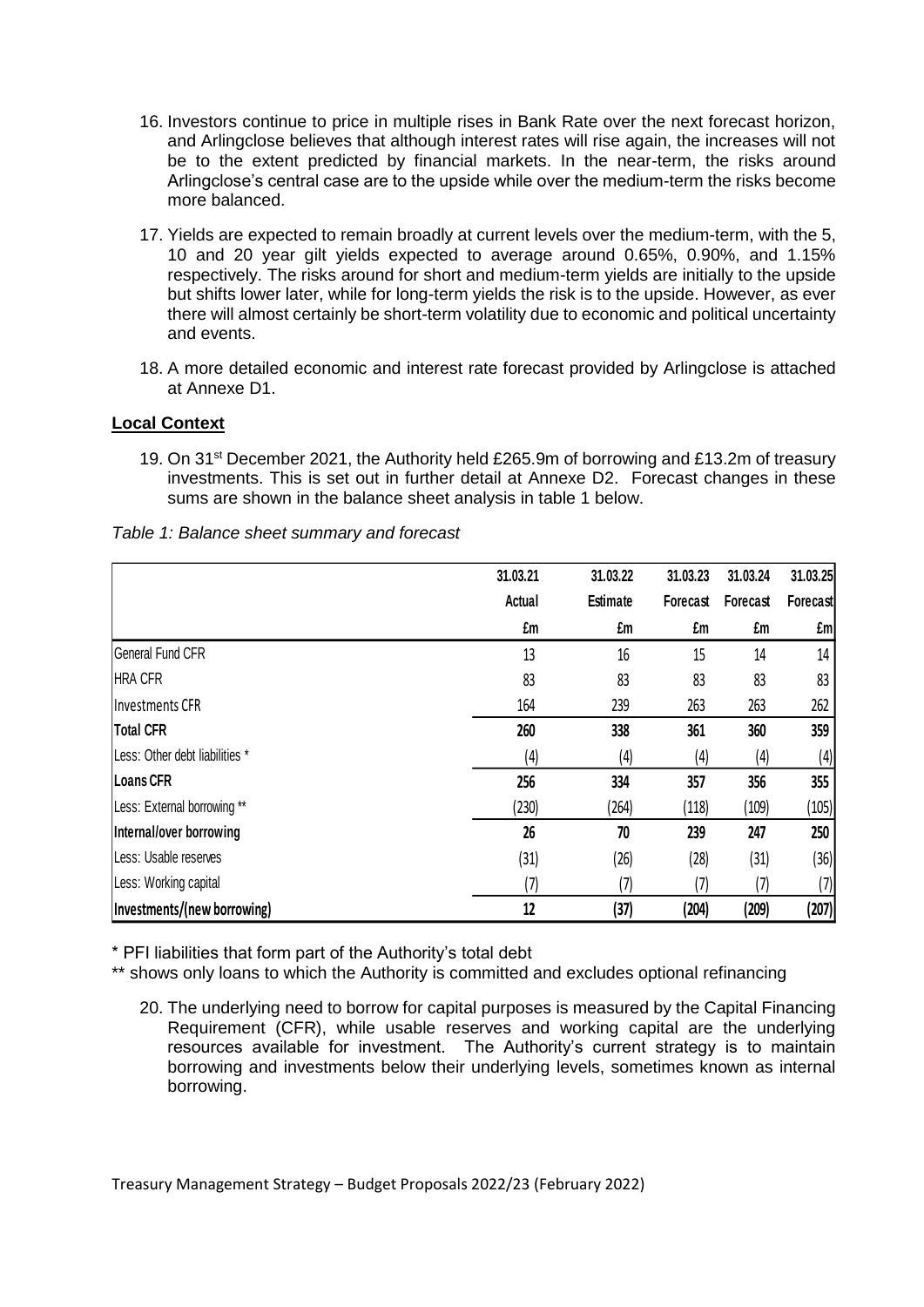16. Investors continue to price in multiple rises in Bank Rate over the next forecast horizon, and Arlingclose believes that although interest rates will rise again, the increases will not be to the extent predicted by financial markets. In the near-term, the risks around Arlingclose's central case are to the upside while over the medium-term the risks become more balanced.

17. Yields are expected to remain broadly at current levels over the medium-term, with the 5, 10 and 20 year gilt yields expected to average around 0.65%, 0.90%, and 1.15% respectively. The risks around for short and medium-term yields are initially to the upside but shifts lower later, while for long-term yields the risk is to the upside. However, as ever there will almost certainly be short-term volatility due to economic and political uncertainty and events.

18. A more detailed economic and interest rate forecast provided by Arlingclose is attached at Annexe D1.

**Local Context**

19. On 31st December 2021, the Authority held £265.9m of borrowing and £13.2m of treasury investments. This is set out in further detail at Annexe D2. Forecast changes in these sums are shown in the balance sheet analysis in table 1 below.

*Table 1: Balance sheet summary and forecast*

| | 31.03.21 | 31.03.22 | 31.03.23 | 31.03.24 | 31.03.25 |
|---|---|---|---|---|---|
| | Actual | Estimate | Forecast | Forecast | Forecast |
| | £m | £m | £m | £m | £m |
| General Fund CFR | 13 | 16 | 15 | 14 | 14 |
| HRA CFR | 83 | 83 | 83 | 83 | 83 |
| Investments CFR | 164 | 239 | 263 | 263 | 262 |
| **Total CFR** | **260** | **338** | **361** | **360** | **359** |
| Less: Other debt liabilities * | (4) | (4) | (4) | (4) | (4) |
| **Loans CFR** | **256** | **334** | **357** | **356** | **355** |
| Less: External borrowing ** | (230) | (264) | (118) | (109) | (105) |
| **Internal/over borrowing** | **26** | **70** | **239** | **247** | **250** |
| Less: Usable reserves | (31) | (26) | (28) | (31) | (36) |
| Less: Working capital | (7) | (7) | (7) | (7) | (7) |
| **Investments/(new borrowing)** | **12** | **(37)** | **(204)** | **(209)** | **(207)** |

\* PFI liabilities that form part of the Authority's total debt

** shows only loans to which the Authority is committed and excludes optional refinancing

20. The underlying need to borrow for capital purposes is measured by the Capital Financing Requirement (CFR), while usable reserves and working capital are the underlying resources available for investment. The Authority's current strategy is to maintain borrowing and investments below their underlying levels, sometimes known as internal borrowing.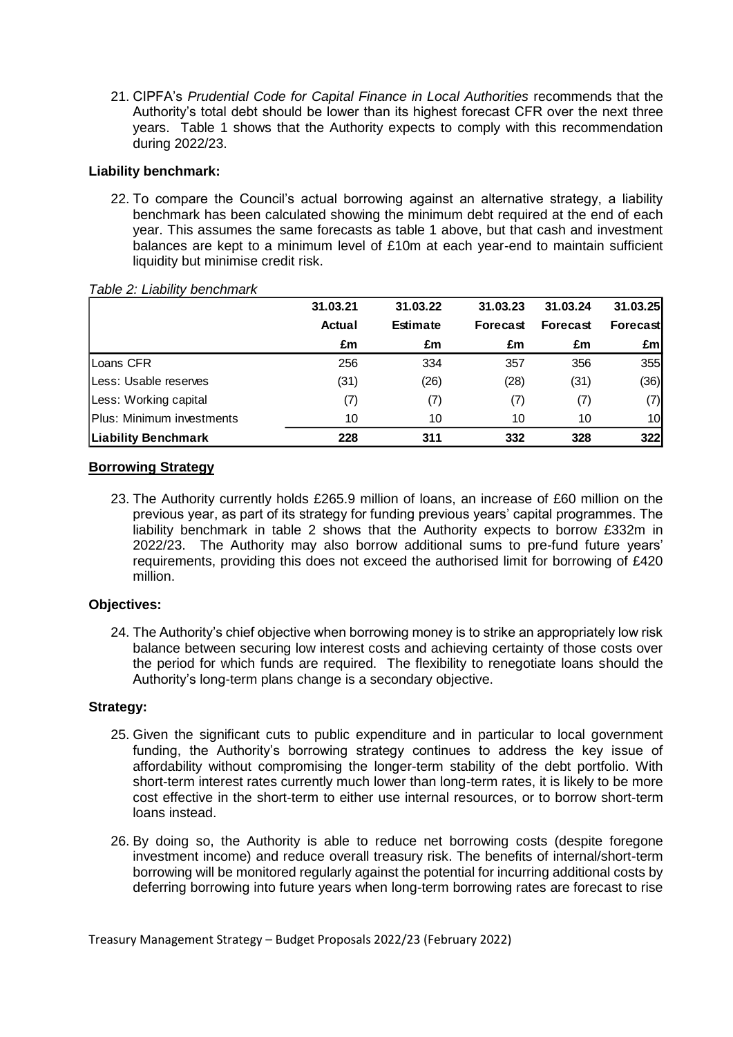21. CIPFA's *Prudential Code for Capital Finance in Local Authorities* recommends that the Authority's total debt should be lower than its highest forecast CFR over the next three years. Table 1 shows that the Authority expects to comply with this recommendation during 2022/23.

**Liability benchmark:**

22. To compare the Council's actual borrowing against an alternative strategy, a liability benchmark has been calculated showing the minimum debt required at the end of each year. This assumes the same forecasts as table 1 above, but that cash and investment balances are kept to a minimum level of £10m at each year-end to maintain sufficient liquidity but minimise credit risk.

*Table 2: Liability benchmark*

| | 31.03.21 | 31.03.22 | 31.03.23 | 31.03.24 | 31.03.25 |
|---|---|---|---|---|---|
| | Actual | Estimate | Forecast | Forecast | Forecast |
| | £m | £m | £m | £m | £m |
| Loans CFR | 256 | 334 | 357 | 356 | 355 |
| Less: Usable reserves | (31) | (26) | (28) | (31) | (36) |
| Less: Working capital | (7) | (7) | (7) | (7) | (7) |
| Plus: Minimum investments | 10 | 10 | 10 | 10 | 10 |
| **Liability Benchmark** | **228** | **311** | **332** | **328** | **322** |

**Borrowing Strategy**

23. The Authority currently holds £265.9 million of loans, an increase of £60 million on the previous year, as part of its strategy for funding previous years' capital programmes. The liability benchmark in table 2 shows that the Authority expects to borrow £332m in 2022/23. The Authority may also borrow additional sums to pre-fund future years' requirements, providing this does not exceed the authorised limit for borrowing of £420 million.

**Objectives:**

24. The Authority's chief objective when borrowing money is to strike an appropriately low risk balance between securing low interest costs and achieving certainty of those costs over the period for which funds are required. The flexibility to renegotiate loans should the Authority's long-term plans change is a secondary objective.

**Strategy:**

25. Given the significant cuts to public expenditure and in particular to local government funding, the Authority's borrowing strategy continues to address the key issue of affordability without compromising the longer-term stability of the debt portfolio. With short-term interest rates currently much lower than long-term rates, it is likely to be more cost effective in the short-term to either use internal resources, or to borrow short-term loans instead.

26. By doing so, the Authority is able to reduce net borrowing costs (despite foregone investment income) and reduce overall treasury risk. The benefits of internal/short-term borrowing will be monitored regularly against the potential for incurring additional costs by deferring borrowing into future years when long-term borrowing rates are forecast to rise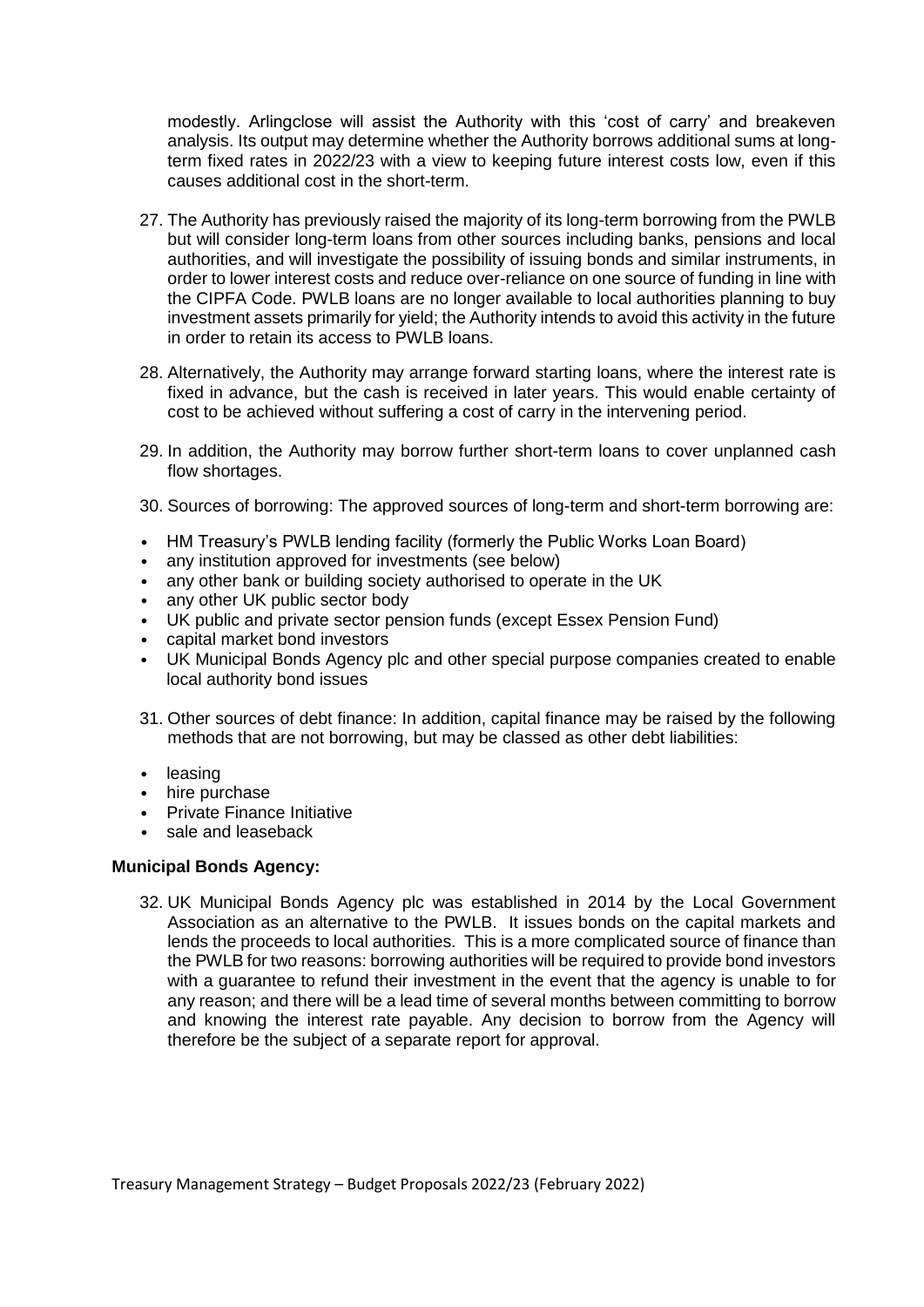modestly. Arlingclose will assist the Authority with this 'cost of carry' and breakeven analysis. Its output may determine whether the Authority borrows additional sums at long-term fixed rates in 2022/23 with a view to keeping future interest costs low, even if this causes additional cost in the short-term.

27. The Authority has previously raised the majority of its long-term borrowing from the PWLB but will consider long-term loans from other sources including banks, pensions and local authorities, and will investigate the possibility of issuing bonds and similar instruments, in order to lower interest costs and reduce over-reliance on one source of funding in line with the CIPFA Code. PWLB loans are no longer available to local authorities planning to buy investment assets primarily for yield; the Authority intends to avoid this activity in the future in order to retain its access to PWLB loans.

28. Alternatively, the Authority may arrange forward starting loans, where the interest rate is fixed in advance, but the cash is received in later years. This would enable certainty of cost to be achieved without suffering a cost of carry in the intervening period.

29. In addition, the Authority may borrow further short-term loans to cover unplanned cash flow shortages.

30. Sources of borrowing: The approved sources of long-term and short-term borrowing are:

- HM Treasury's PWLB lending facility (formerly the Public Works Loan Board)
- any institution approved for investments (see below)
- any other bank or building society authorised to operate in the UK
- any other UK public sector body
- UK public and private sector pension funds (except Essex Pension Fund)
- capital market bond investors
- UK Municipal Bonds Agency plc and other special purpose companies created to enable local authority bond issues

31. Other sources of debt finance: In addition, capital finance may be raised by the following methods that are not borrowing, but may be classed as other debt liabilities:

- leasing
- hire purchase
- Private Finance Initiative
- sale and leaseback

**Municipal Bonds Agency:**

32. UK Municipal Bonds Agency plc was established in 2014 by the Local Government Association as an alternative to the PWLB. It issues bonds on the capital markets and lends the proceeds to local authorities. This is a more complicated source of finance than the PWLB for two reasons: borrowing authorities will be required to provide bond investors with a guarantee to refund their investment in the event that the agency is unable to for any reason; and there will be a lead time of several months between committing to borrow and knowing the interest rate payable. Any decision to borrow from the Agency will therefore be the subject of a separate report for approval.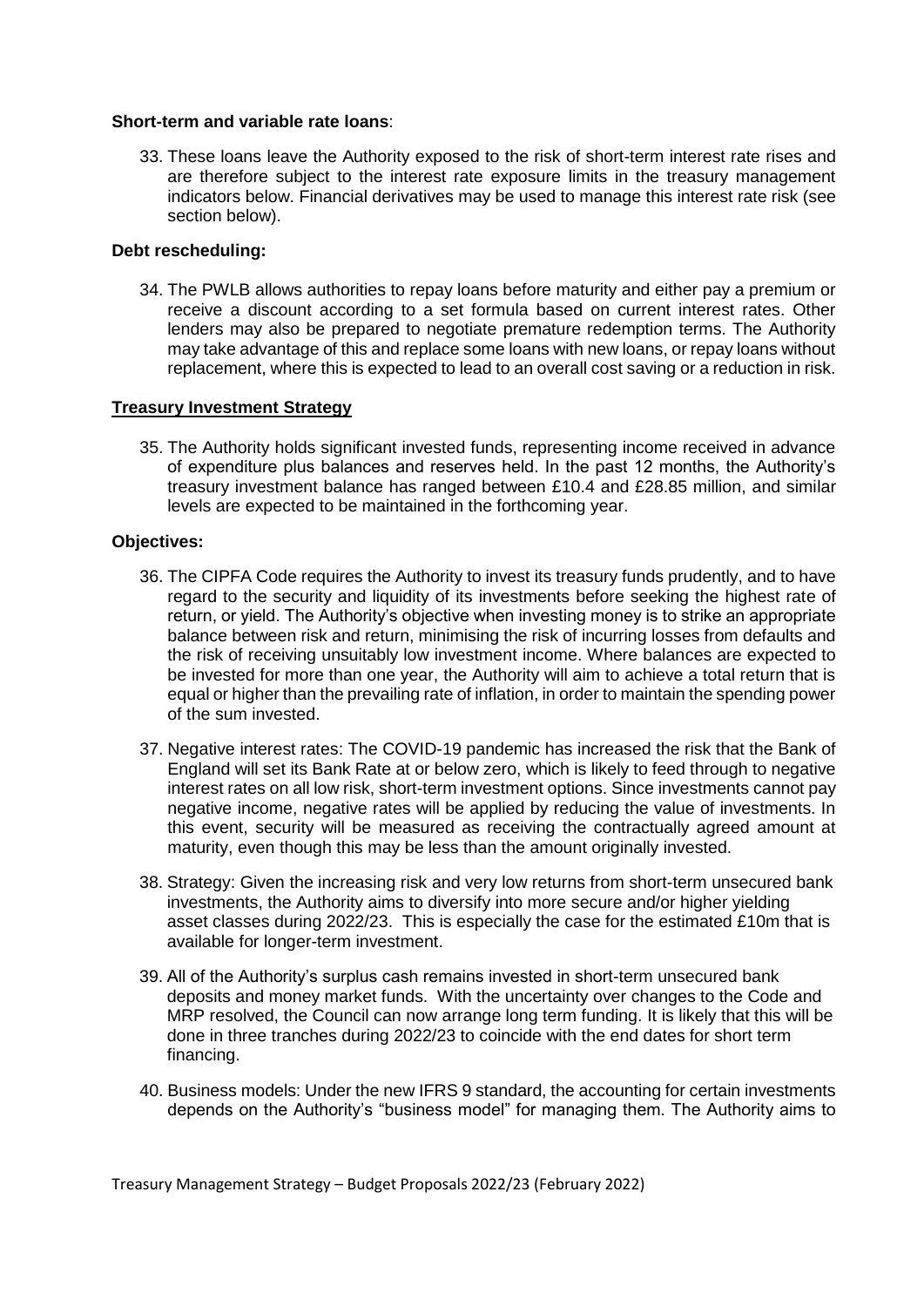**Short-term and variable rate loans**:

33. These loans leave the Authority exposed to the risk of short-term interest rate rises and are therefore subject to the interest rate exposure limits in the treasury management indicators below. Financial derivatives may be used to manage this interest rate risk (see section below).

**Debt rescheduling:**

34. The PWLB allows authorities to repay loans before maturity and either pay a premium or receive a discount according to a set formula based on current interest rates. Other lenders may also be prepared to negotiate premature redemption terms. The Authority may take advantage of this and replace some loans with new loans, or repay loans without replacement, where this is expected to lead to an overall cost saving or a reduction in risk.

**Treasury Investment Strategy**

35. The Authority holds significant invested funds, representing income received in advance of expenditure plus balances and reserves held. In the past 12 months, the Authority's treasury investment balance has ranged between £10.4 and £28.85 million, and similar levels are expected to be maintained in the forthcoming year.

**Objectives:**

36. The CIPFA Code requires the Authority to invest its treasury funds prudently, and to have regard to the security and liquidity of its investments before seeking the highest rate of return, or yield. The Authority's objective when investing money is to strike an appropriate balance between risk and return, minimising the risk of incurring losses from defaults and the risk of receiving unsuitably low investment income. Where balances are expected to be invested for more than one year, the Authority will aim to achieve a total return that is equal or higher than the prevailing rate of inflation, in order to maintain the spending power of the sum invested.

37. Negative interest rates: The COVID-19 pandemic has increased the risk that the Bank of England will set its Bank Rate at or below zero, which is likely to feed through to negative interest rates on all low risk, short-term investment options. Since investments cannot pay negative income, negative rates will be applied by reducing the value of investments. In this event, security will be measured as receiving the contractually agreed amount at maturity, even though this may be less than the amount originally invested.

38. Strategy: Given the increasing risk and very low returns from short-term unsecured bank investments, the Authority aims to diversify into more secure and/or higher yielding asset classes during 2022/23. This is especially the case for the estimated £10m that is available for longer-term investment.

39. All of the Authority's surplus cash remains invested in short-term unsecured bank deposits and money market funds. With the uncertainty over changes to the Code and MRP resolved, the Council can now arrange long term funding. It is likely that this will be done in three tranches during 2022/23 to coincide with the end dates for short term financing.

40. Business models: Under the new IFRS 9 standard, the accounting for certain investments depends on the Authority's "business model" for managing them. The Authority aims to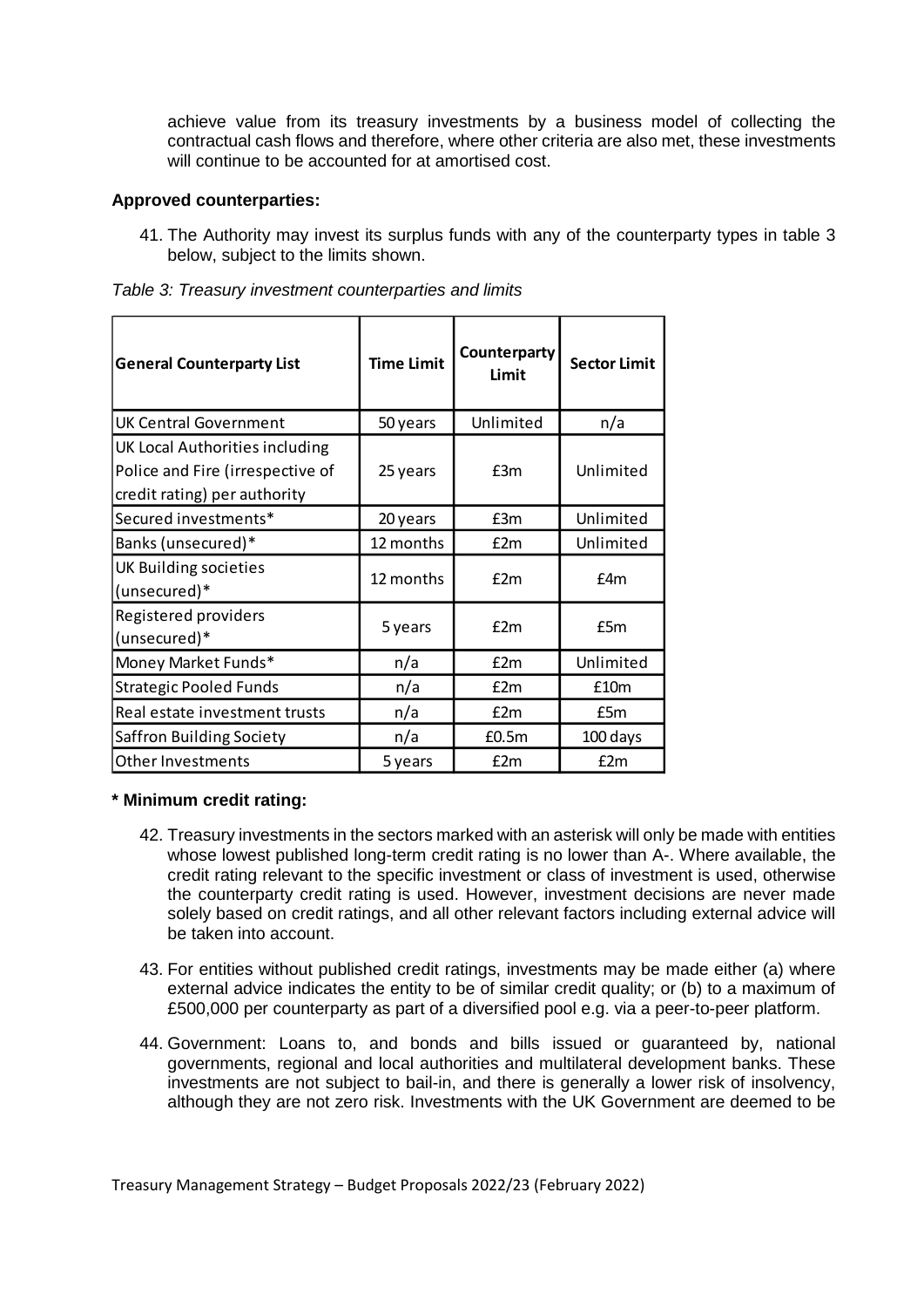achieve value from its treasury investments by a business model of collecting the contractual cash flows and therefore, where other criteria are also met, these investments will continue to be accounted for at amortised cost.

**Approved counterparties:**

41. The Authority may invest its surplus funds with any of the counterparty types in table 3 below, subject to the limits shown.

*Table 3: Treasury investment counterparties and limits*

| General Counterparty List | Time Limit | Counterparty Limit | Sector Limit |
|---|---|---|---|
| UK Central Government | 50 years | Unlimited | n/a |
| UK Local Authorities including Police and Fire (irrespective of credit rating) per authority | 25 years | £3m | Unlimited |
| Secured investments* | 20 years | £3m | Unlimited |
| Banks (unsecured)* | 12 months | £2m | Unlimited |
| UK Building societies (unsecured)* | 12 months | £2m | £4m |
| Registered providers (unsecured)* | 5 years | £2m | £5m |
| Money Market Funds* | n/a | £2m | Unlimited |
| Strategic Pooled Funds | n/a | £2m | £10m |
| Real estate investment trusts | n/a | £2m | £5m |
| Saffron Building Society | n/a | £0.5m | 100 days |
| Other Investments | 5 years | £2m | £2m |

**\* Minimum credit rating:**

42. Treasury investments in the sectors marked with an asterisk will only be made with entities whose lowest published long-term credit rating is no lower than A-. Where available, the credit rating relevant to the specific investment or class of investment is used, otherwise the counterparty credit rating is used. However, investment decisions are never made solely based on credit ratings, and all other relevant factors including external advice will be taken into account.

43. For entities without published credit ratings, investments may be made either (a) where external advice indicates the entity to be of similar credit quality; or (b) to a maximum of £500,000 per counterparty as part of a diversified pool e.g. via a peer-to-peer platform.

44. Government: Loans to, and bonds and bills issued or guaranteed by, national governments, regional and local authorities and multilateral development banks. These investments are not subject to bail-in, and there is generally a lower risk of insolvency, although they are not zero risk. Investments with the UK Government are deemed to be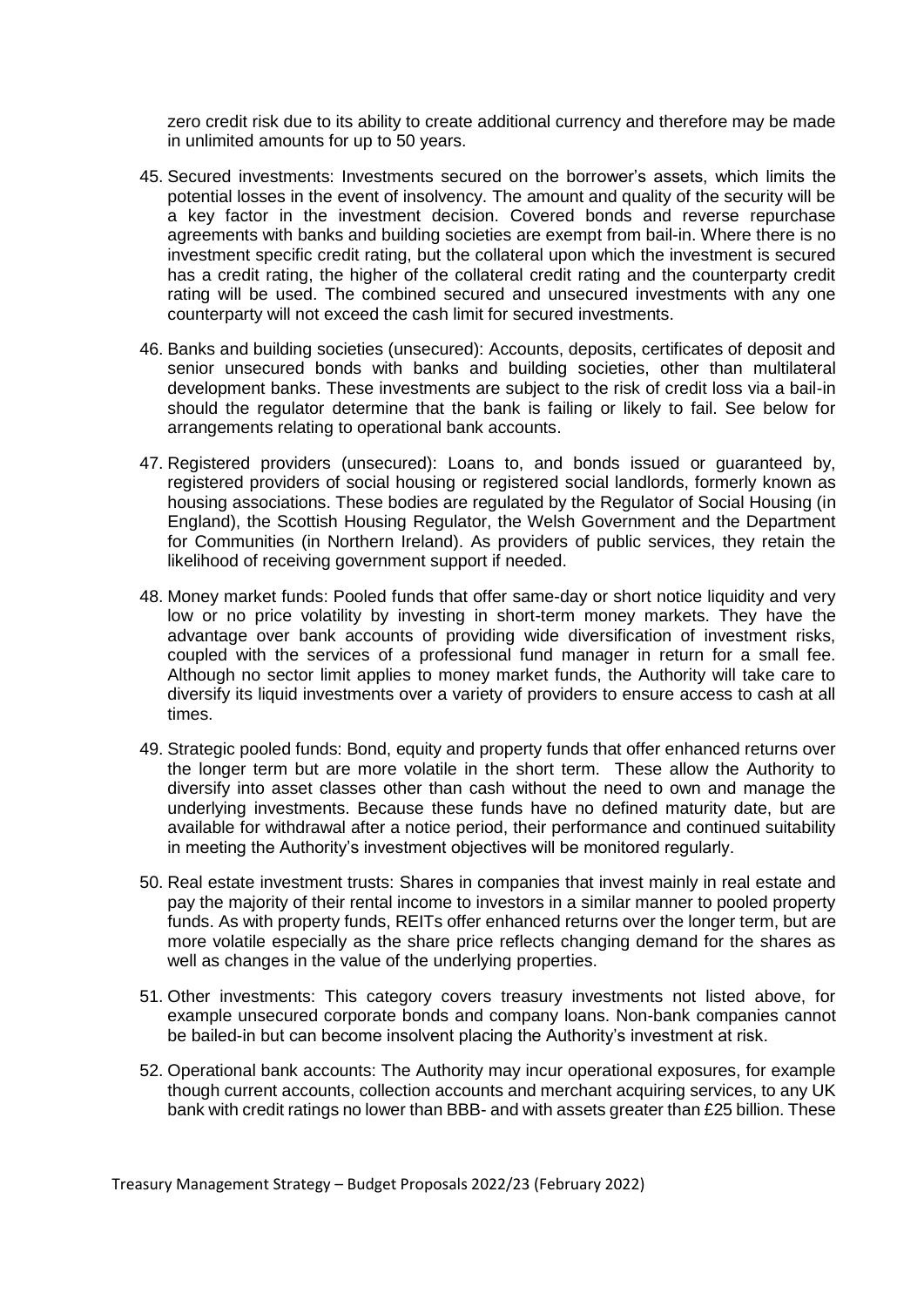zero credit risk due to its ability to create additional currency and therefore may be made in unlimited amounts for up to 50 years.

45. Secured investments: Investments secured on the borrower's assets, which limits the potential losses in the event of insolvency. The amount and quality of the security will be a key factor in the investment decision. Covered bonds and reverse repurchase agreements with banks and building societies are exempt from bail-in. Where there is no investment specific credit rating, but the collateral upon which the investment is secured has a credit rating, the higher of the collateral credit rating and the counterparty credit rating will be used. The combined secured and unsecured investments with any one counterparty will not exceed the cash limit for secured investments.

46. Banks and building societies (unsecured): Accounts, deposits, certificates of deposit and senior unsecured bonds with banks and building societies, other than multilateral development banks. These investments are subject to the risk of credit loss via a bail-in should the regulator determine that the bank is failing or likely to fail. See below for arrangements relating to operational bank accounts.

47. Registered providers (unsecured): Loans to, and bonds issued or guaranteed by, registered providers of social housing or registered social landlords, formerly known as housing associations. These bodies are regulated by the Regulator of Social Housing (in England), the Scottish Housing Regulator, the Welsh Government and the Department for Communities (in Northern Ireland). As providers of public services, they retain the likelihood of receiving government support if needed.

48. Money market funds: Pooled funds that offer same-day or short notice liquidity and very low or no price volatility by investing in short-term money markets. They have the advantage over bank accounts of providing wide diversification of investment risks, coupled with the services of a professional fund manager in return for a small fee. Although no sector limit applies to money market funds, the Authority will take care to diversify its liquid investments over a variety of providers to ensure access to cash at all times.

49. Strategic pooled funds: Bond, equity and property funds that offer enhanced returns over the longer term but are more volatile in the short term. These allow the Authority to diversify into asset classes other than cash without the need to own and manage the underlying investments. Because these funds have no defined maturity date, but are available for withdrawal after a notice period, their performance and continued suitability in meeting the Authority's investment objectives will be monitored regularly.

50. Real estate investment trusts: Shares in companies that invest mainly in real estate and pay the majority of their rental income to investors in a similar manner to pooled property funds. As with property funds, REITs offer enhanced returns over the longer term, but are more volatile especially as the share price reflects changing demand for the shares as well as changes in the value of the underlying properties.

51. Other investments: This category covers treasury investments not listed above, for example unsecured corporate bonds and company loans. Non-bank companies cannot be bailed-in but can become insolvent placing the Authority's investment at risk.

52. Operational bank accounts: The Authority may incur operational exposures, for example though current accounts, collection accounts and merchant acquiring services, to any UK bank with credit ratings no lower than BBB- and with assets greater than £25 billion. These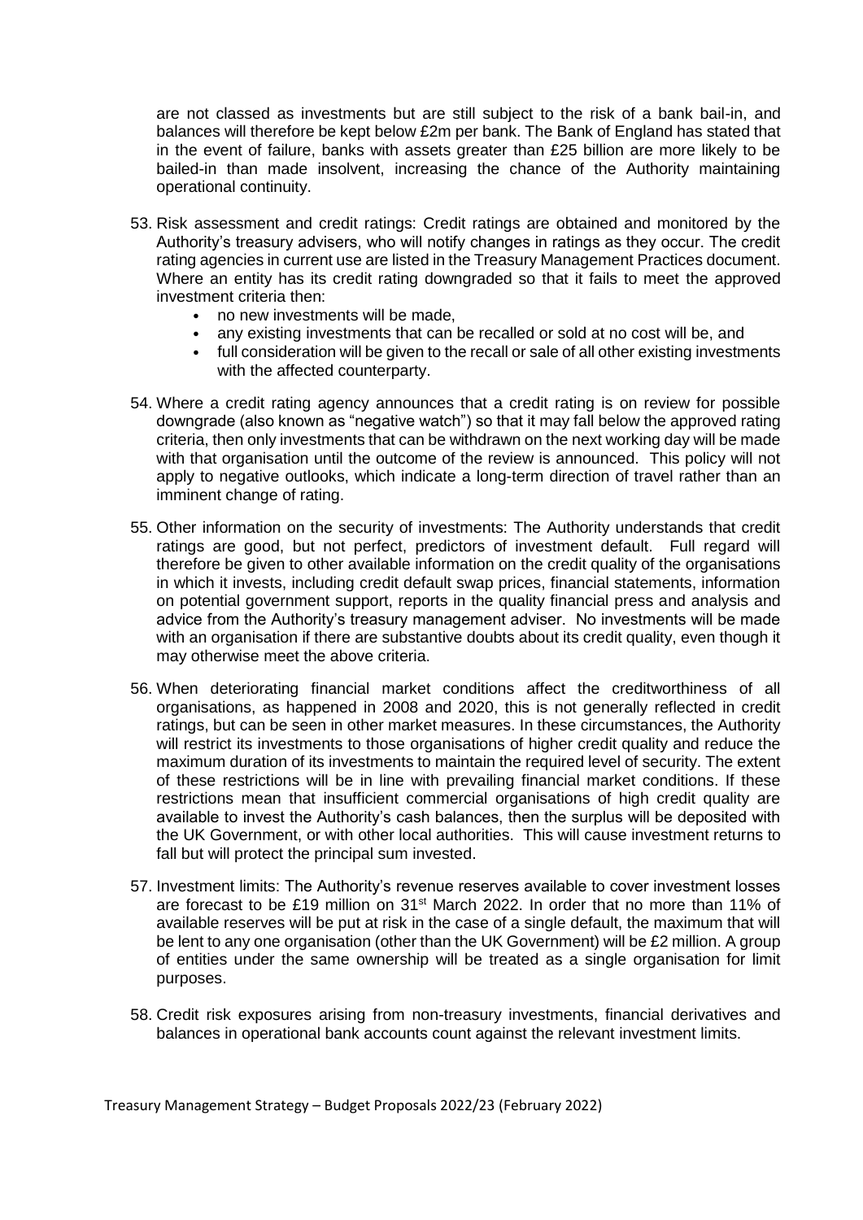are not classed as investments but are still subject to the risk of a bank bail-in, and balances will therefore be kept below £2m per bank. The Bank of England has stated that in the event of failure, banks with assets greater than £25 billion are more likely to be bailed-in than made insolvent, increasing the chance of the Authority maintaining operational continuity.

53. Risk assessment and credit ratings: Credit ratings are obtained and monitored by the Authority's treasury advisers, who will notify changes in ratings as they occur. The credit rating agencies in current use are listed in the Treasury Management Practices document. Where an entity has its credit rating downgraded so that it fails to meet the approved investment criteria then:
    - no new investments will be made,
    - any existing investments that can be recalled or sold at no cost will be, and
    - full consideration will be given to the recall or sale of all other existing investments with the affected counterparty.

54. Where a credit rating agency announces that a credit rating is on review for possible downgrade (also known as "negative watch") so that it may fall below the approved rating criteria, then only investments that can be withdrawn on the next working day will be made with that organisation until the outcome of the review is announced. This policy will not apply to negative outlooks, which indicate a long-term direction of travel rather than an imminent change of rating.

55. Other information on the security of investments: The Authority understands that credit ratings are good, but not perfect, predictors of investment default. Full regard will therefore be given to other available information on the credit quality of the organisations in which it invests, including credit default swap prices, financial statements, information on potential government support, reports in the quality financial press and analysis and advice from the Authority's treasury management adviser. No investments will be made with an organisation if there are substantive doubts about its credit quality, even though it may otherwise meet the above criteria.

56. When deteriorating financial market conditions affect the creditworthiness of all organisations, as happened in 2008 and 2020, this is not generally reflected in credit ratings, but can be seen in other market measures. In these circumstances, the Authority will restrict its investments to those organisations of higher credit quality and reduce the maximum duration of its investments to maintain the required level of security. The extent of these restrictions will be in line with prevailing financial market conditions. If these restrictions mean that insufficient commercial organisations of high credit quality are available to invest the Authority's cash balances, then the surplus will be deposited with the UK Government, or with other local authorities. This will cause investment returns to fall but will protect the principal sum invested.

57. Investment limits: The Authority's revenue reserves available to cover investment losses are forecast to be £19 million on 31st March 2022. In order that no more than 11% of available reserves will be put at risk in the case of a single default, the maximum that will be lent to any one organisation (other than the UK Government) will be £2 million. A group of entities under the same ownership will be treated as a single organisation for limit purposes.

58. Credit risk exposures arising from non-treasury investments, financial derivatives and balances in operational bank accounts count against the relevant investment limits.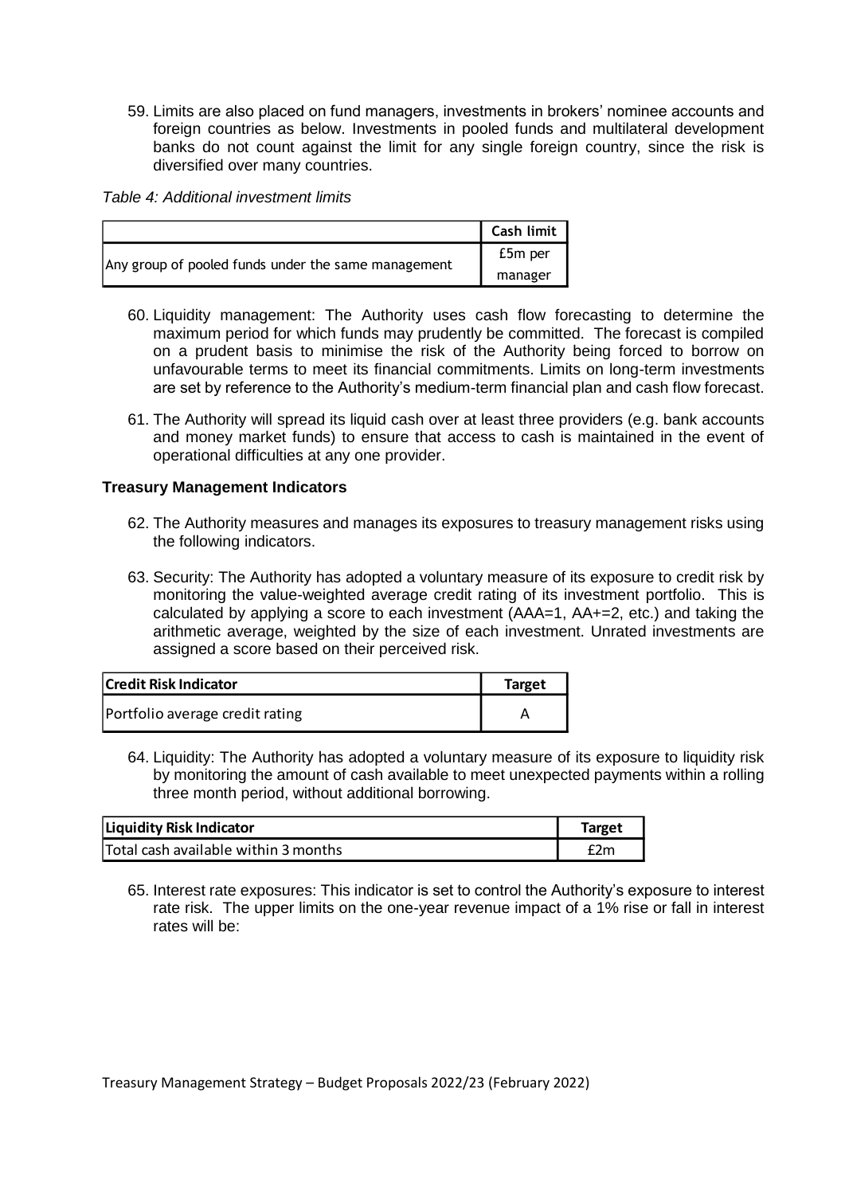59. Limits are also placed on fund managers, investments in brokers' nominee accounts and foreign countries as below. Investments in pooled funds and multilateral development banks do not count against the limit for any single foreign country, since the risk is diversified over many countries.

*Table 4: Additional investment limits*

| | Cash limit |
|---|---|
| Any group of pooled funds under the same management | £5m per manager |

60. Liquidity management: The Authority uses cash flow forecasting to determine the maximum period for which funds may prudently be committed. The forecast is compiled on a prudent basis to minimise the risk of the Authority being forced to borrow on unfavourable terms to meet its financial commitments. Limits on long-term investments are set by reference to the Authority's medium-term financial plan and cash flow forecast.

61. The Authority will spread its liquid cash over at least three providers (e.g. bank accounts and money market funds) to ensure that access to cash is maintained in the event of operational difficulties at any one provider.

**Treasury Management Indicators**

62. The Authority measures and manages its exposures to treasury management risks using the following indicators.

63. Security: The Authority has adopted a voluntary measure of its exposure to credit risk by monitoring the value-weighted average credit rating of its investment portfolio. This is calculated by applying a score to each investment (AAA=1, AA+=2, etc.) and taking the arithmetic average, weighted by the size of each investment. Unrated investments are assigned a score based on their perceived risk.

| Credit Risk Indicator | Target |
|---|---|
| Portfolio average credit rating | A |

64. Liquidity: The Authority has adopted a voluntary measure of its exposure to liquidity risk by monitoring the amount of cash available to meet unexpected payments within a rolling three month period, without additional borrowing.

| Liquidity Risk Indicator | Target |
|---|---|
| Total cash available within 3 months | £2m |

65. Interest rate exposures: This indicator is set to control the Authority's exposure to interest rate risk. The upper limits on the one-year revenue impact of a 1% rise or fall in interest rates will be: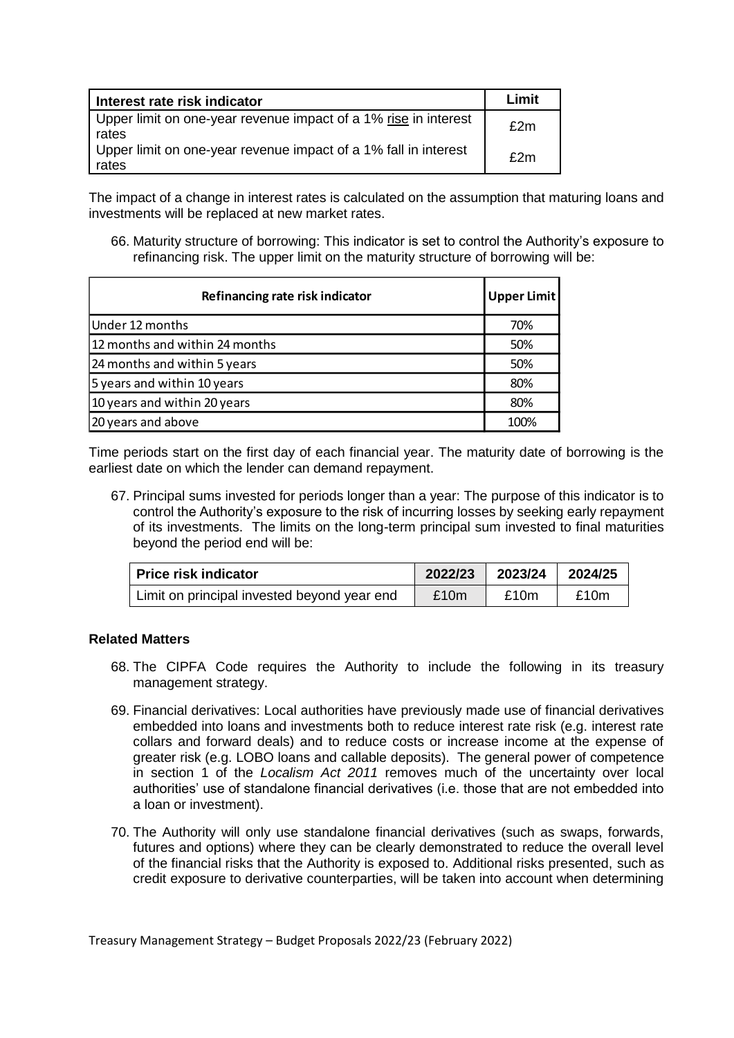| Interest rate risk indicator | Limit |
|---|---|
| Upper limit on one-year revenue impact of a 1% rise in interest rates | £2m |
| Upper limit on one-year revenue impact of a 1% fall in interest rates | £2m |

The impact of a change in interest rates is calculated on the assumption that maturing loans and investments will be replaced at new market rates.

66. Maturity structure of borrowing: This indicator is set to control the Authority's exposure to refinancing risk. The upper limit on the maturity structure of borrowing will be:

| Refinancing rate risk indicator | Upper Limit |
|---|---|
| Under 12 months | 70% |
| 12 months and within 24 months | 50% |
| 24 months and within 5 years | 50% |
| 5 years and within 10 years | 80% |
| 10 years and within 20 years | 80% |
| 20 years and above | 100% |

Time periods start on the first day of each financial year. The maturity date of borrowing is the earliest date on which the lender can demand repayment.

67. Principal sums invested for periods longer than a year: The purpose of this indicator is to control the Authority's exposure to the risk of incurring losses by seeking early repayment of its investments. The limits on the long-term principal sum invested to final maturities beyond the period end will be:

| Price risk indicator | 2022/23 | 2023/24 | 2024/25 |
|---|---|---|---|
| Limit on principal invested beyond year end | £10m | £10m | £10m |

**Related Matters**

68. The CIPFA Code requires the Authority to include the following in its treasury management strategy.

69. Financial derivatives: Local authorities have previously made use of financial derivatives embedded into loans and investments both to reduce interest rate risk (e.g. interest rate collars and forward deals) and to reduce costs or increase income at the expense of greater risk (e.g. LOBO loans and callable deposits). The general power of competence in section 1 of the *Localism Act 2011* removes much of the uncertainty over local authorities' use of standalone financial derivatives (i.e. those that are not embedded into a loan or investment).

70. The Authority will only use standalone financial derivatives (such as swaps, forwards, futures and options) where they can be clearly demonstrated to reduce the overall level of the financial risks that the Authority is exposed to. Additional risks presented, such as credit exposure to derivative counterparties, will be taken into account when determining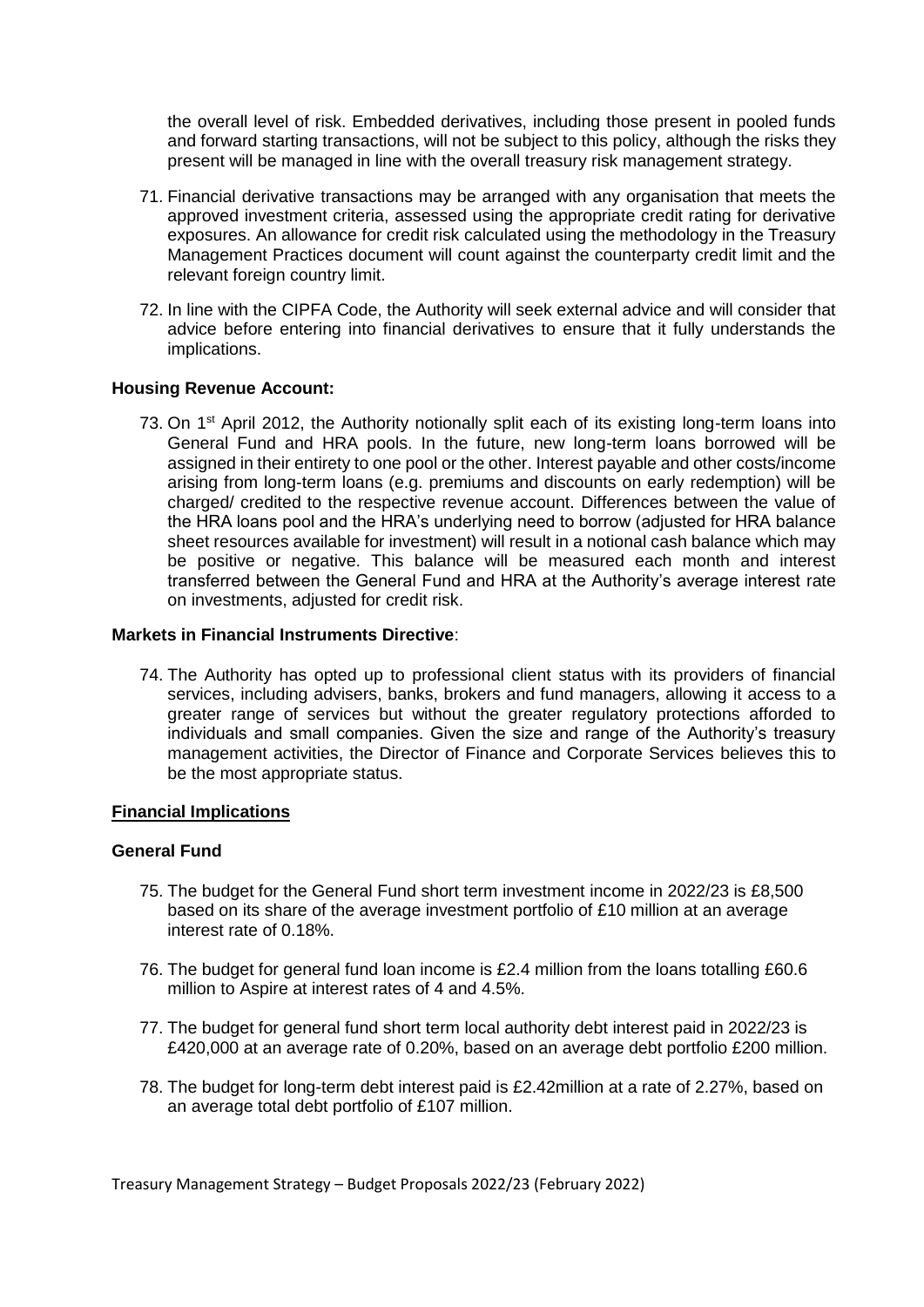the overall level of risk. Embedded derivatives, including those present in pooled funds and forward starting transactions, will not be subject to this policy, although the risks they present will be managed in line with the overall treasury risk management strategy.

71. Financial derivative transactions may be arranged with any organisation that meets the approved investment criteria, assessed using the appropriate credit rating for derivative exposures. An allowance for credit risk calculated using the methodology in the Treasury Management Practices document will count against the counterparty credit limit and the relevant foreign country limit.

72. In line with the CIPFA Code, the Authority will seek external advice and will consider that advice before entering into financial derivatives to ensure that it fully understands the implications.

**Housing Revenue Account:**

73. On 1st April 2012, the Authority notionally split each of its existing long-term loans into General Fund and HRA pools. In the future, new long-term loans borrowed will be assigned in their entirety to one pool or the other. Interest payable and other costs/income arising from long-term loans (e.g. premiums and discounts on early redemption) will be charged/ credited to the respective revenue account. Differences between the value of the HRA loans pool and the HRA's underlying need to borrow (adjusted for HRA balance sheet resources available for investment) will result in a notional cash balance which may be positive or negative. This balance will be measured each month and interest transferred between the General Fund and HRA at the Authority's average interest rate on investments, adjusted for credit risk.

**Markets in Financial Instruments Directive**:

74. The Authority has opted up to professional client status with its providers of financial services, including advisers, banks, brokers and fund managers, allowing it access to a greater range of services but without the greater regulatory protections afforded to individuals and small companies. Given the size and range of the Authority's treasury management activities, the Director of Finance and Corporate Services believes this to be the most appropriate status.

## Financial Implications

**General Fund**

75. The budget for the General Fund short term investment income in 2022/23 is £8,500 based on its share of the average investment portfolio of £10 million at an average interest rate of 0.18%.

76. The budget for general fund loan income is £2.4 million from the loans totalling £60.6 million to Aspire at interest rates of 4 and 4.5%.

77. The budget for general fund short term local authority debt interest paid in 2022/23 is £420,000 at an average rate of 0.20%, based on an average debt portfolio £200 million.

78. The budget for long-term debt interest paid is £2.42million at a rate of 2.27%, based on an average total debt portfolio of £107 million.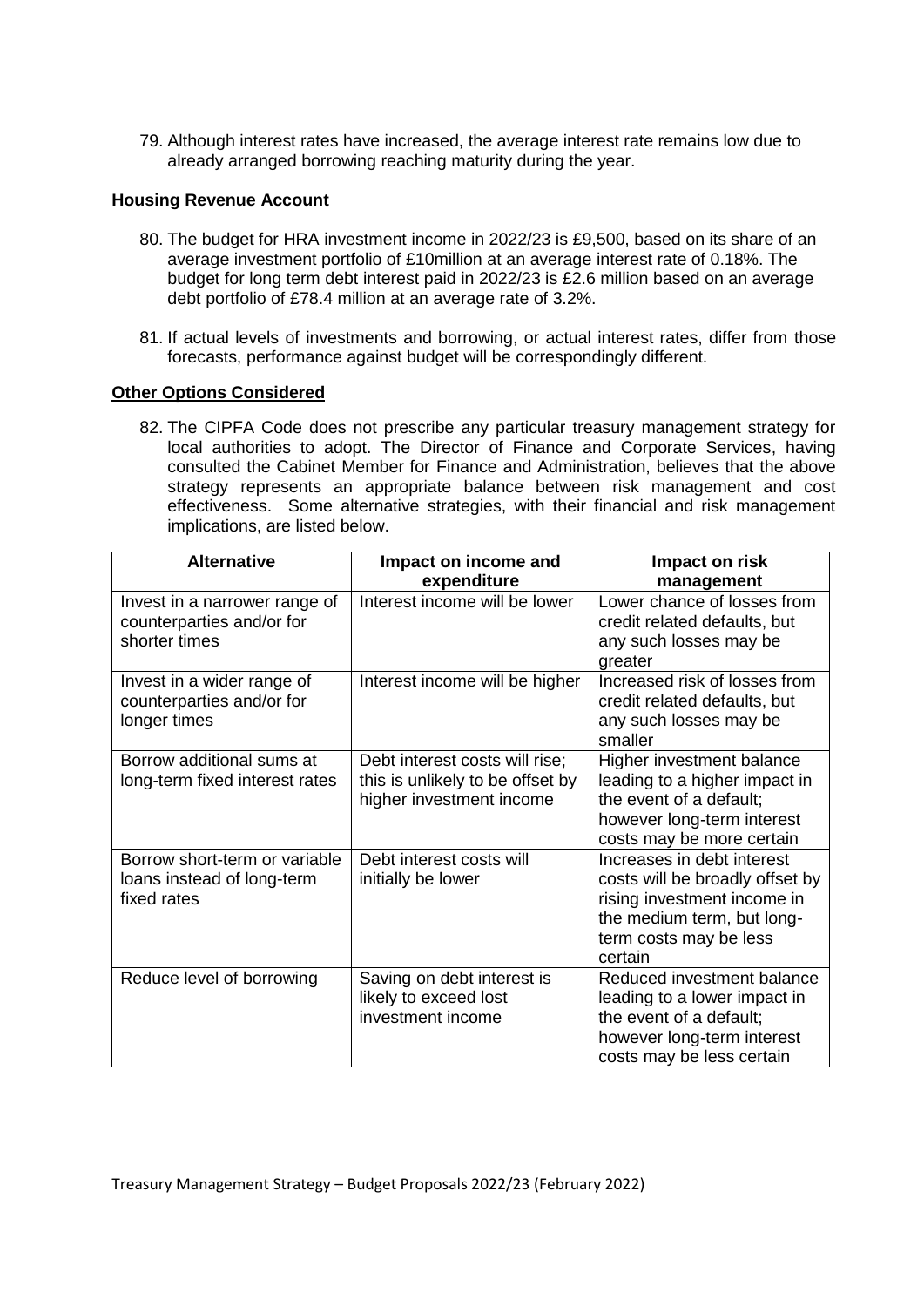79. Although interest rates have increased, the average interest rate remains low due to already arranged borrowing reaching maturity during the year.

**Housing Revenue Account**

80. The budget for HRA investment income in 2022/23 is £9,500, based on its share of an average investment portfolio of £10million at an average interest rate of 0.18%. The budget for long term debt interest paid in 2022/23 is £2.6 million based on an average debt portfolio of £78.4 million at an average rate of 3.2%.

81. If actual levels of investments and borrowing, or actual interest rates, differ from those forecasts, performance against budget will be correspondingly different.

**Other Options Considered**

82. The CIPFA Code does not prescribe any particular treasury management strategy for local authorities to adopt. The Director of Finance and Corporate Services, having consulted the Cabinet Member for Finance and Administration, believes that the above strategy represents an appropriate balance between risk management and cost effectiveness. Some alternative strategies, with their financial and risk management implications, are listed below.

| Alternative | Impact on income and expenditure | Impact on risk management |
|---|---|---|
| Invest in a narrower range of counterparties and/or for shorter times | Interest income will be lower | Lower chance of losses from credit related defaults, but any such losses may be greater |
| Invest in a wider range of counterparties and/or for longer times | Interest income will be higher | Increased risk of losses from credit related defaults, but any such losses may be smaller |
| Borrow additional sums at long-term fixed interest rates | Debt interest costs will rise; this is unlikely to be offset by higher investment income | Higher investment balance leading to a higher impact in the event of a default; however long-term interest costs may be more certain |
| Borrow short-term or variable loans instead of long-term fixed rates | Debt interest costs will initially be lower | Increases in debt interest costs will be broadly offset by rising investment income in the medium term, but long-term costs may be less certain |
| Reduce level of borrowing | Saving on debt interest is likely to exceed lost investment income | Reduced investment balance leading to a lower impact in the event of a default; however long-term interest costs may be less certain |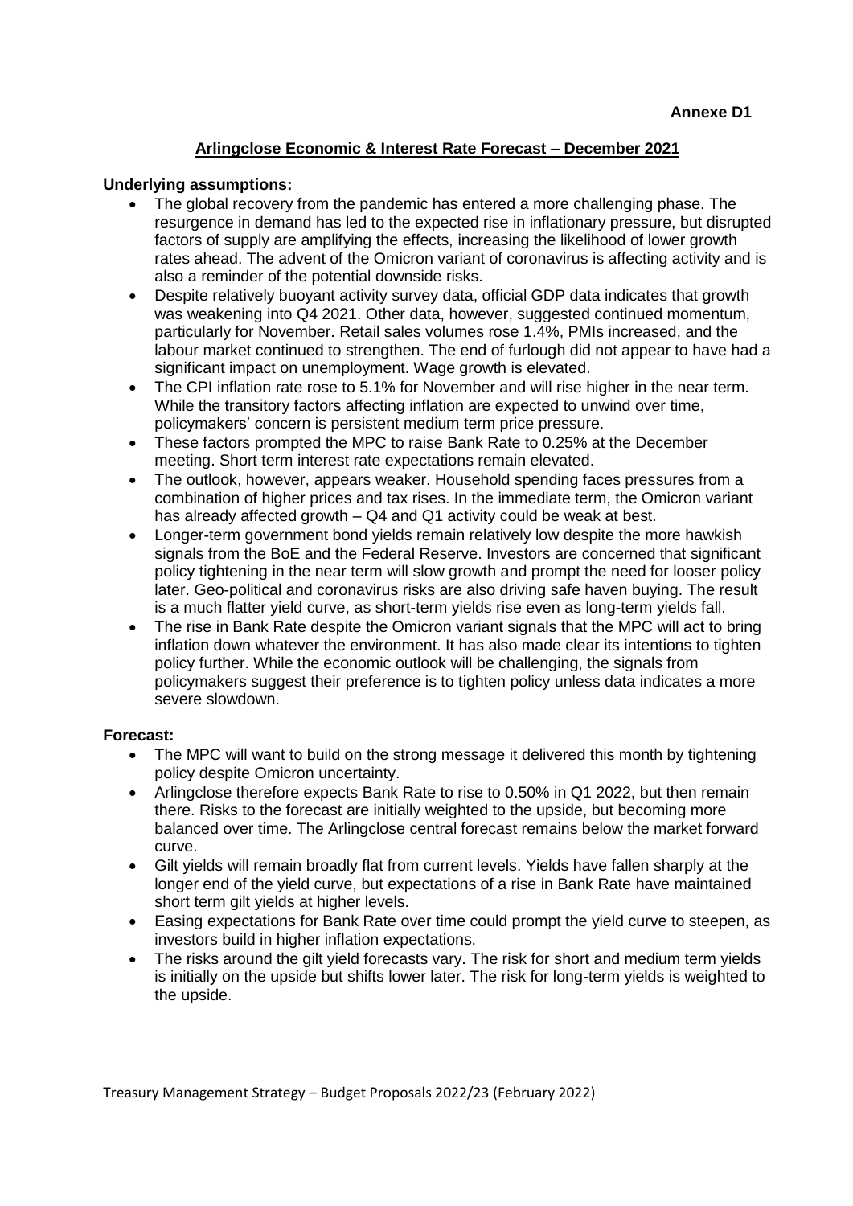**Annexe D1**

## Arlingclose Economic & Interest Rate Forecast – December 2021

**Underlying assumptions:**

- The global recovery from the pandemic has entered a more challenging phase. The resurgence in demand has led to the expected rise in inflationary pressure, but disrupted factors of supply are amplifying the effects, increasing the likelihood of lower growth rates ahead. The advent of the Omicron variant of coronavirus is affecting activity and is also a reminder of the potential downside risks.
- Despite relatively buoyant activity survey data, official GDP data indicates that growth was weakening into Q4 2021. Other data, however, suggested continued momentum, particularly for November. Retail sales volumes rose 1.4%, PMIs increased, and the labour market continued to strengthen. The end of furlough did not appear to have had a significant impact on unemployment. Wage growth is elevated.
- The CPI inflation rate rose to 5.1% for November and will rise higher in the near term. While the transitory factors affecting inflation are expected to unwind over time, policymakers' concern is persistent medium term price pressure.
- These factors prompted the MPC to raise Bank Rate to 0.25% at the December meeting. Short term interest rate expectations remain elevated.
- The outlook, however, appears weaker. Household spending faces pressures from a combination of higher prices and tax rises. In the immediate term, the Omicron variant has already affected growth – Q4 and Q1 activity could be weak at best.
- Longer-term government bond yields remain relatively low despite the more hawkish signals from the BoE and the Federal Reserve. Investors are concerned that significant policy tightening in the near term will slow growth and prompt the need for looser policy later. Geo-political and coronavirus risks are also driving safe haven buying. The result is a much flatter yield curve, as short-term yields rise even as long-term yields fall.
- The rise in Bank Rate despite the Omicron variant signals that the MPC will act to bring inflation down whatever the environment. It has also made clear its intentions to tighten policy further. While the economic outlook will be challenging, the signals from policymakers suggest their preference is to tighten policy unless data indicates a more severe slowdown.

**Forecast:**

- The MPC will want to build on the strong message it delivered this month by tightening policy despite Omicron uncertainty.
- Arlingclose therefore expects Bank Rate to rise to 0.50% in Q1 2022, but then remain there. Risks to the forecast are initially weighted to the upside, but becoming more balanced over time. The Arlingclose central forecast remains below the market forward curve.
- Gilt yields will remain broadly flat from current levels. Yields have fallen sharply at the longer end of the yield curve, but expectations of a rise in Bank Rate have maintained short term gilt yields at higher levels.
- Easing expectations for Bank Rate over time could prompt the yield curve to steepen, as investors build in higher inflation expectations.
- The risks around the gilt yield forecasts vary. The risk for short and medium term yields is initially on the upside but shifts lower later. The risk for long-term yields is weighted to the upside.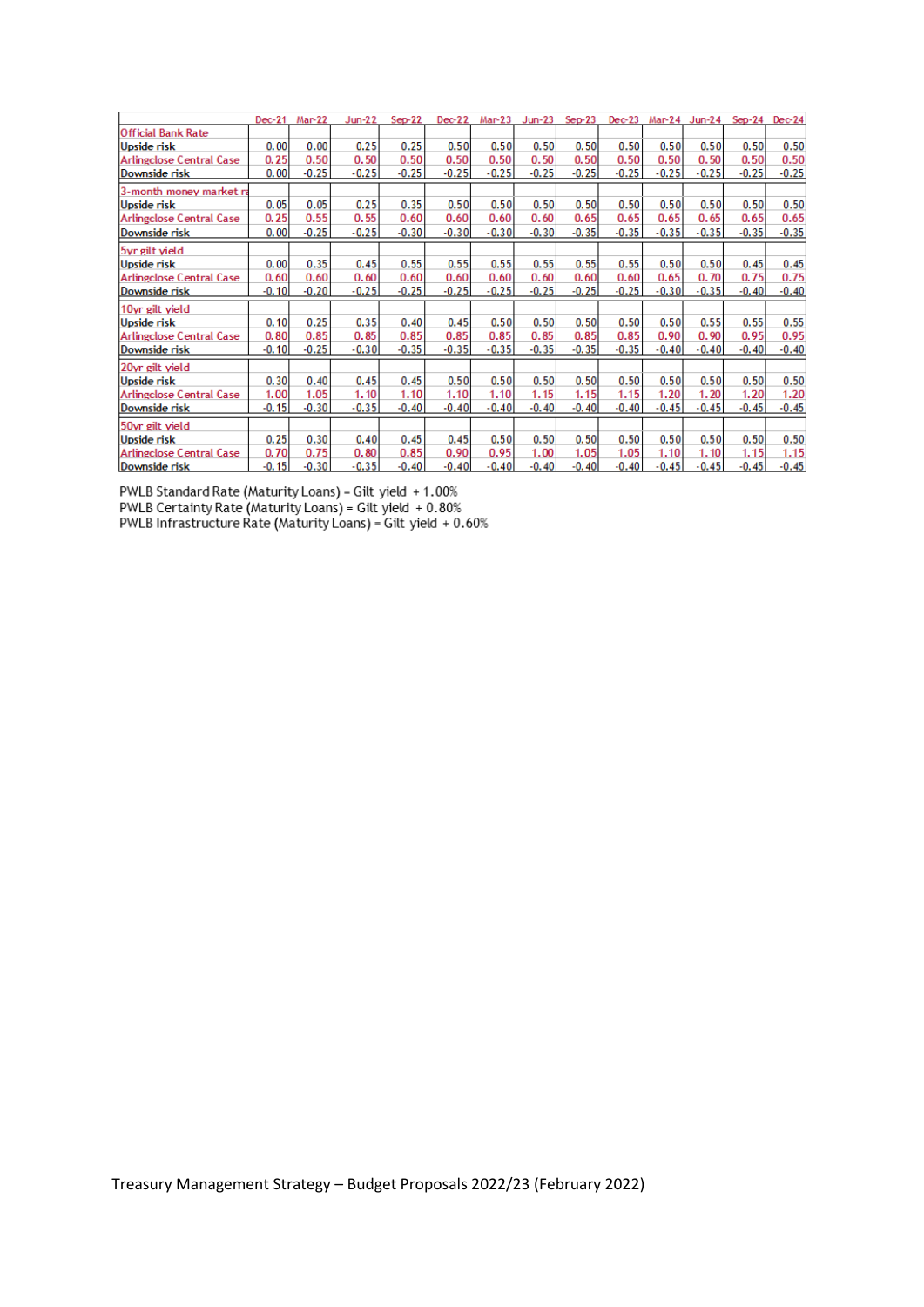| | Dec-21 | Mar-22 | Jun-22 | Sep-22 | Dec-22 | Mar-23 | Jun-23 | Sep-23 | Dec-23 | Mar-24 | Jun-24 | Sep-24 | Dec-24 |
|---|---|---|---|---|---|---|---|---|---|---|---|---|---|
| **Official Bank Rate** | | | | | | | | | | | | | |
| Upside risk | 0.00 | 0.00 | 0.25 | 0.25 | 0.50 | 0.50 | 0.50 | 0.50 | 0.50 | 0.50 | 0.50 | 0.50 | 0.50 |
| Arlingclose Central Case | 0.25 | 0.50 | 0.50 | 0.50 | 0.50 | 0.50 | 0.50 | 0.50 | 0.50 | 0.50 | 0.50 | 0.50 | 0.50 |
| Downside risk | 0.00 | -0.25 | -0.25 | -0.25 | -0.25 | -0.25 | -0.25 | -0.25 | -0.25 | -0.25 | -0.25 | -0.25 | -0.25 |
| **3-month money market ra** | | | | | | | | | | | | | |
| Upside risk | 0.05 | 0.05 | 0.25 | 0.35 | 0.50 | 0.50 | 0.50 | 0.50 | 0.50 | 0.50 | 0.50 | 0.50 | 0.50 |
| Arlingclose Central Case | 0.25 | 0.55 | 0.55 | 0.60 | 0.60 | 0.60 | 0.60 | 0.65 | 0.65 | 0.65 | 0.65 | 0.65 | 0.65 |
| Downside risk | 0.00 | -0.25 | -0.25 | -0.30 | -0.30 | -0.30 | -0.30 | -0.35 | -0.35 | -0.35 | -0.35 | -0.35 | -0.35 |
| **5yr gilt yield** | | | | | | | | | | | | | |
| Upside risk | 0.00 | 0.35 | 0.45 | 0.55 | 0.55 | 0.55 | 0.55 | 0.55 | 0.55 | 0.50 | 0.50 | 0.45 | 0.45 |
| Arlingclose Central Case | 0.60 | 0.60 | 0.60 | 0.60 | 0.60 | 0.60 | 0.60 | 0.60 | 0.60 | 0.65 | 0.70 | 0.75 | 0.75 |
| Downside risk | -0.10 | -0.20 | -0.25 | -0.25 | -0.25 | -0.25 | -0.25 | -0.25 | -0.25 | -0.30 | -0.35 | -0.40 | -0.40 |
| **10yr gilt yield** | | | | | | | | | | | | | |
| Upside risk | 0.10 | 0.25 | 0.35 | 0.40 | 0.45 | 0.50 | 0.50 | 0.50 | 0.50 | 0.50 | 0.55 | 0.55 | 0.55 |
| Arlingclose Central Case | 0.80 | 0.85 | 0.85 | 0.85 | 0.85 | 0.85 | 0.85 | 0.85 | 0.85 | 0.90 | 0.90 | 0.95 | 0.95 |
| Downside risk | -0.10 | -0.25 | -0.30 | -0.35 | -0.35 | -0.35 | -0.35 | -0.35 | -0.35 | -0.40 | -0.40 | -0.40 | -0.40 |
| **20yr gilt yield** | | | | | | | | | | | | | |
| Upside risk | 0.30 | 0.40 | 0.45 | 0.45 | 0.50 | 0.50 | 0.50 | 0.50 | 0.50 | 0.50 | 0.50 | 0.50 | 0.50 |
| Arlingclose Central Case | 1.00 | 1.05 | 1.10 | 1.10 | 1.10 | 1.10 | 1.15 | 1.15 | 1.15 | 1.20 | 1.20 | 1.20 | 1.20 |
| Downside risk | -0.15 | -0.30 | -0.35 | -0.40 | -0.40 | -0.40 | -0.40 | -0.40 | -0.40 | -0.45 | -0.45 | -0.45 | -0.45 |
| **50yr gilt yield** | | | | | | | | | | | | | |
| Upside risk | 0.25 | 0.30 | 0.40 | 0.45 | 0.45 | 0.50 | 0.50 | 0.50 | 0.50 | 0.50 | 0.50 | 0.50 | 0.50 |
| Arlingclose Central Case | 0.70 | 0.75 | 0.80 | 0.85 | 0.90 | 0.95 | 1.00 | 1.05 | 1.05 | 1.10 | 1.10 | 1.15 | 1.15 |
| Downside risk | -0.15 | -0.30 | -0.35 | -0.40 | -0.40 | -0.40 | -0.40 | -0.40 | -0.40 | -0.45 | -0.45 | -0.45 | -0.45 |

PWLB Standard Rate (Maturity Loans) = Gilt yield + 1.00%
PWLB Certainty Rate (Maturity Loans) = Gilt yield + 0.80%
PWLB Infrastructure Rate (Maturity Loans) = Gilt yield + 0.60%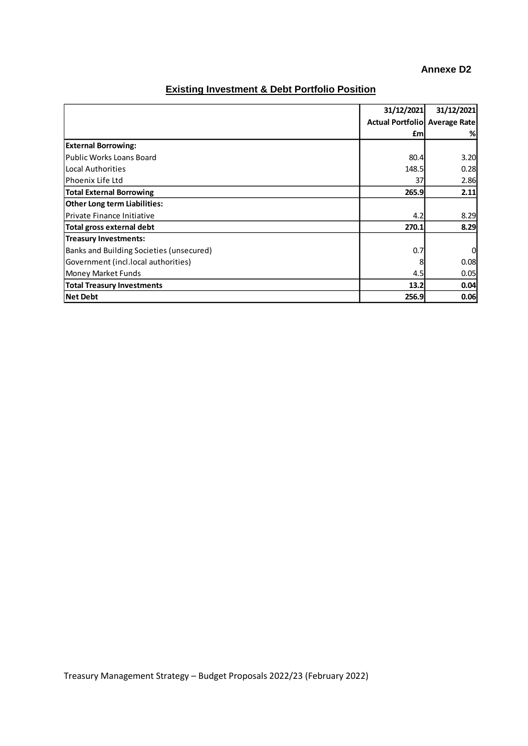Annexe D2

## Existing Investment & Debt Portfolio Position

| | 31/12/2021 Actual Portfolio £m | 31/12/2021 Average Rate % |
|---|---|---|
| **External Borrowing:** | | |
| Public Works Loans Board | 80.4 | 3.20 |
| Local Authorities | 148.5 | 0.28 |
| Phoenix Life Ltd | 37 | 2.86 |
| **Total External Borrowing** | **265.9** | **2.11** |
| **Other Long term Liabilities:** | | |
| Private Finance Initiative | 4.2 | 8.29 |
| **Total gross external debt** | **270.1** | **8.29** |
| **Treasury Investments:** | | |
| Banks and Building Societies (unsecured) | 0.7 | 0 |
| Government (incl.local authorities) | 8 | 0.08 |
| Money Market Funds | 4.5 | 0.05 |
| **Total Treasury Investments** | **13.2** | **0.04** |
| **Net Debt** | **256.9** | **0.06** |

Treasury Management Strategy – Budget Proposals 2022/23 (February 2022)